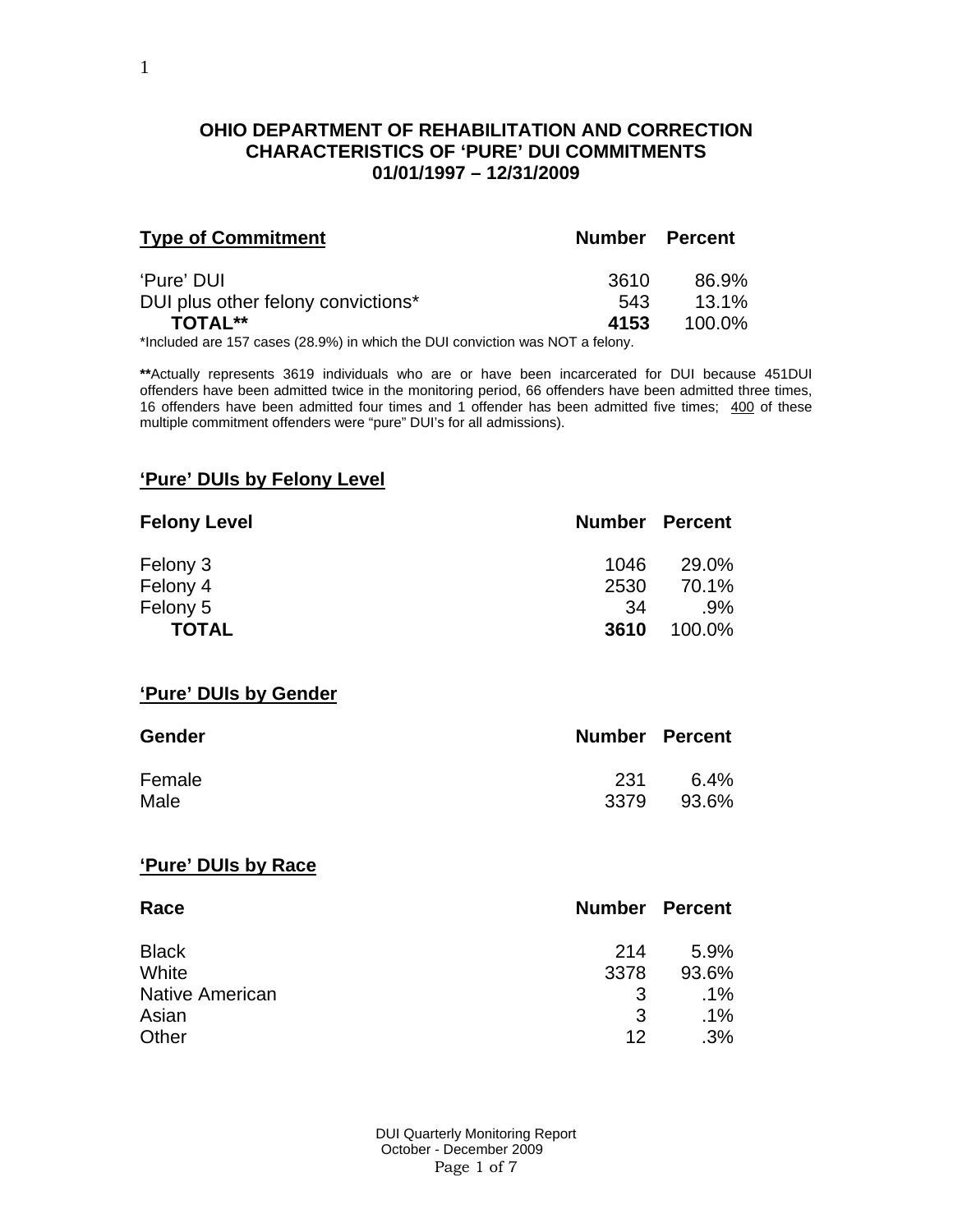# OHIO DEPARTMENT OF REHABILITATION AND CORRECTION
# CHARACTERISTICS OF 'PURE' DUI COMMITMENTS
# 01/01/1997 – 12/31/2009

| **Type of Commitment** | **Number** | **Percent** |
|---|---|---|
| 'Pure' DUI | 3610 | 86.9% |
| DUI plus other felony convictions* | 543 | 13.1% |
| **TOTAL**** | **4153** | 100.0% |

*Included are 157 cases (28.9%) in which the DUI conviction was NOT a felony.

**Actually represents 3619 individuals who are or have been incarcerated for DUI because 451DUI offenders have been admitted twice in the monitoring period, 66 offenders have been admitted three times, 16 offenders have been admitted four times and 1 offender has been admitted five times; 400 of these multiple commitment offenders were "pure" DUI's for all admissions).

## 'Pure' DUIs by Felony Level

| **Felony Level** | **Number** | **Percent** |
|---|---|---|
| Felony 3 | 1046 | 29.0% |
| Felony 4 | 2530 | 70.1% |
| Felony 5 | 34 | .9% |
| **TOTAL** | **3610** | 100.0% |

## 'Pure' DUIs by Gender

| **Gender** | **Number** | **Percent** |
|---|---|---|
| Female | 231 | 6.4% |
| Male | 3379 | 93.6% |

## 'Pure' DUIs by Race

| **Race** | **Number** | **Percent** |
|---|---|---|
| Black | 214 | 5.9% |
| White | 3378 | 93.6% |
| Native American | 3 | .1% |
| Asian | 3 | .1% |
| Other | 12 | .3% |

DUI Quarterly Monitoring Report
October - December 2009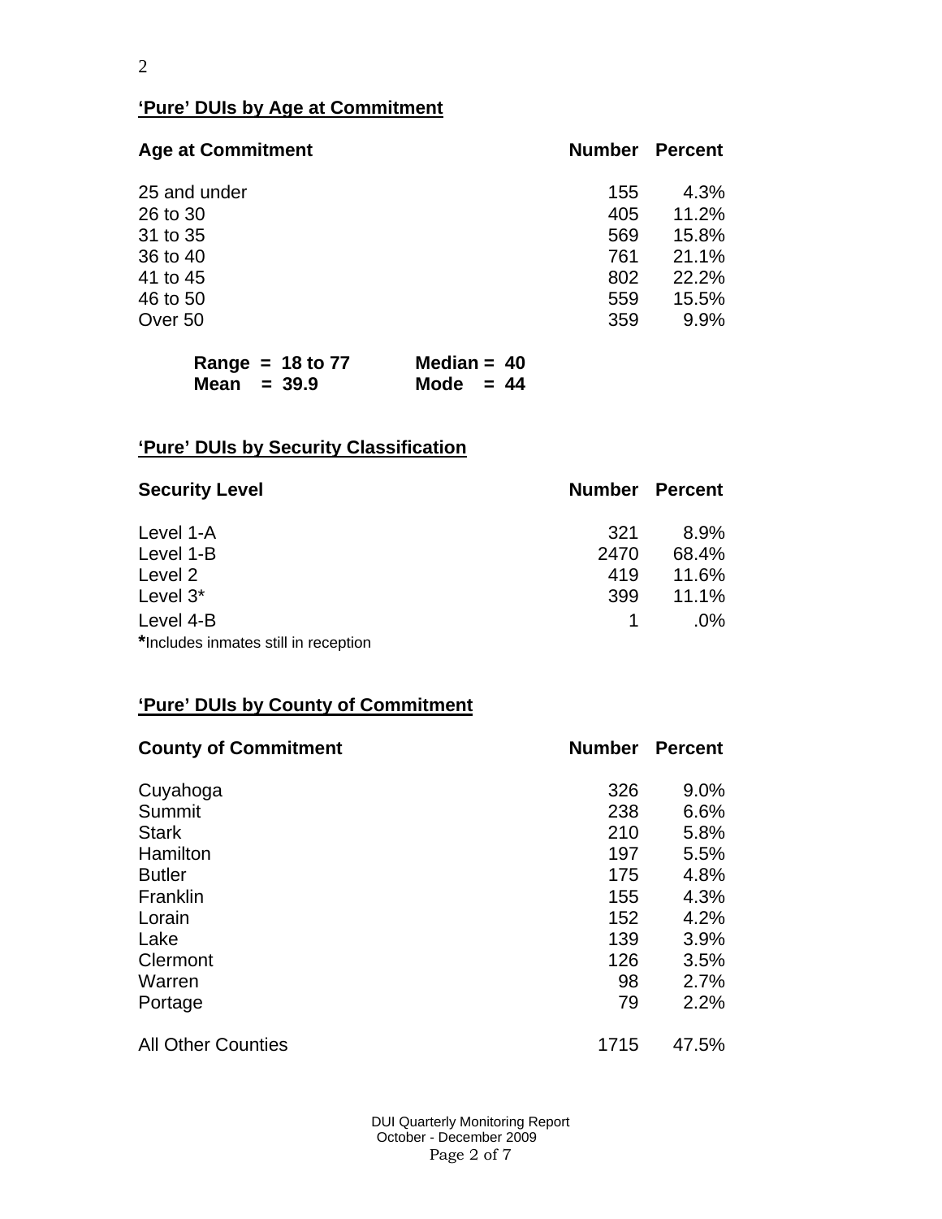## 'Pure' DUIs by Age at Commitment

| Age at Commitment | Number | Percent |
|---|---|---|
| 25 and under | 155 | 4.3% |
| 26 to 30 | 405 | 11.2% |
| 31 to 35 | 569 | 15.8% |
| 36 to 40 | 761 | 21.1% |
| 41 to 45 | 802 | 22.2% |
| 46 to 50 | 559 | 15.5% |
| Over 50 | 359 | 9.9% |

**Range = 18 to 77** **Median = 40**
**Mean = 39.9** **Mode = 44**

## 'Pure' DUIs by Security Classification

| Security Level | Number | Percent |
|---|---|---|
| Level 1-A | 321 | 8.9% |
| Level 1-B | 2470 | 68.4% |
| Level 2 | 419 | 11.6% |
| Level 3* | 399 | 11.1% |
| Level 4-B | 1 | .0% |

*Includes inmates still in reception

## 'Pure' DUIs by County of Commitment

| County of Commitment | Number | Percent |
|---|---|---|
| Cuyahoga | 326 | 9.0% |
| Summit | 238 | 6.6% |
| Stark | 210 | 5.8% |
| Hamilton | 197 | 5.5% |
| Butler | 175 | 4.8% |
| Franklin | 155 | 4.3% |
| Lorain | 152 | 4.2% |
| Lake | 139 | 3.9% |
| Clermont | 126 | 3.5% |
| Warren | 98 | 2.7% |
| Portage | 79 | 2.2% |
| All Other Counties | 1715 | 47.5% |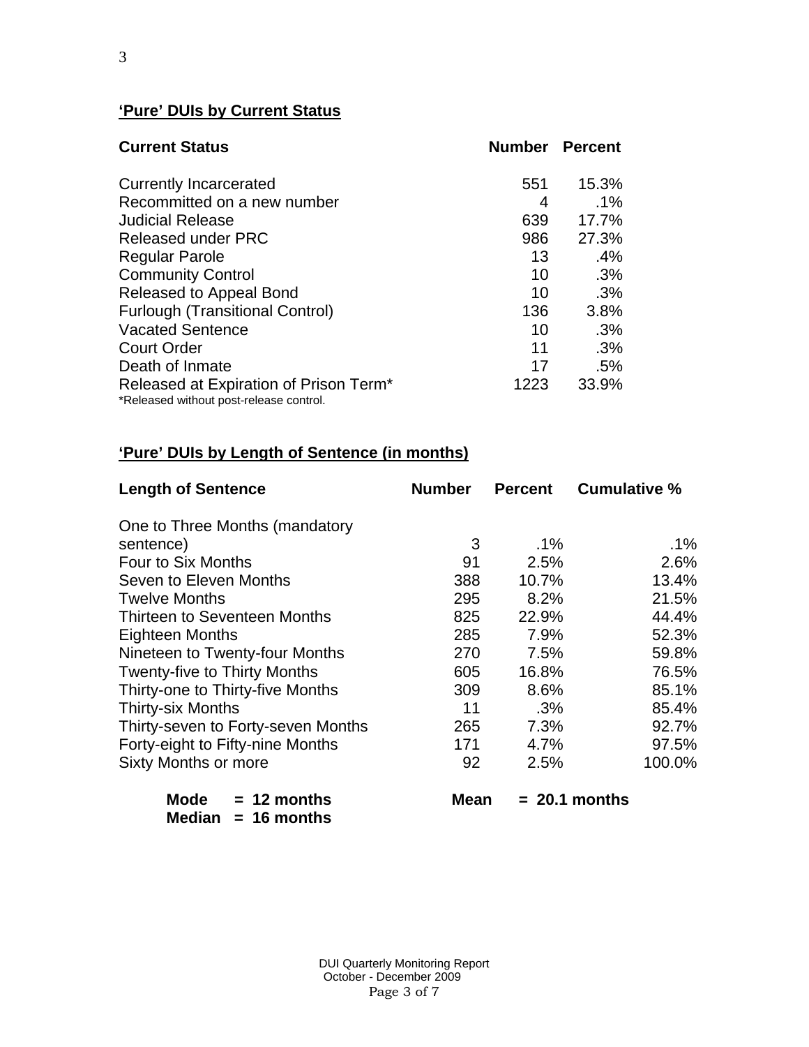## 'Pure' DUIs by Current Status

| Current Status | Number | Percent |
|---|---|---|
| Currently Incarcerated | 551 | 15.3% |
| Recommitted on a new number | 4 | .1% |
| Judicial Release | 639 | 17.7% |
| Released under PRC | 986 | 27.3% |
| Regular Parole | 13 | .4% |
| Community Control | 10 | .3% |
| Released to Appeal Bond | 10 | .3% |
| Furlough (Transitional Control) | 136 | 3.8% |
| Vacated Sentence | 10 | .3% |
| Court Order | 11 | .3% |
| Death of Inmate | 17 | .5% |
| Released at Expiration of Prison Term* | 1223 | 33.9% |

*Released without post-release control.

## 'Pure' DUIs by Length of Sentence (in months)

| Length of Sentence | Number | Percent | Cumulative % |
|---|---|---|---|
| One to Three Months (mandatory sentence) | 3 | .1% | .1% |
| Four to Six Months | 91 | 2.5% | 2.6% |
| Seven to Eleven Months | 388 | 10.7% | 13.4% |
| Twelve Months | 295 | 8.2% | 21.5% |
| Thirteen to Seventeen Months | 825 | 22.9% | 44.4% |
| Eighteen Months | 285 | 7.9% | 52.3% |
| Nineteen to Twenty-four Months | 270 | 7.5% | 59.8% |
| Twenty-five to Thirty Months | 605 | 16.8% | 76.5% |
| Thirty-one to Thirty-five Months | 309 | 8.6% | 85.1% |
| Thirty-six Months | 11 | .3% | 85.4% |
| Thirty-seven to Forty-seven Months | 265 | 7.3% | 92.7% |
| Forty-eight to Fifty-nine Months | 171 | 4.7% | 97.5% |
| Sixty Months or more | 92 | 2.5% | 100.0% |

**Mode = 12 months** **Mean = 20.1 months**
**Median = 16 months**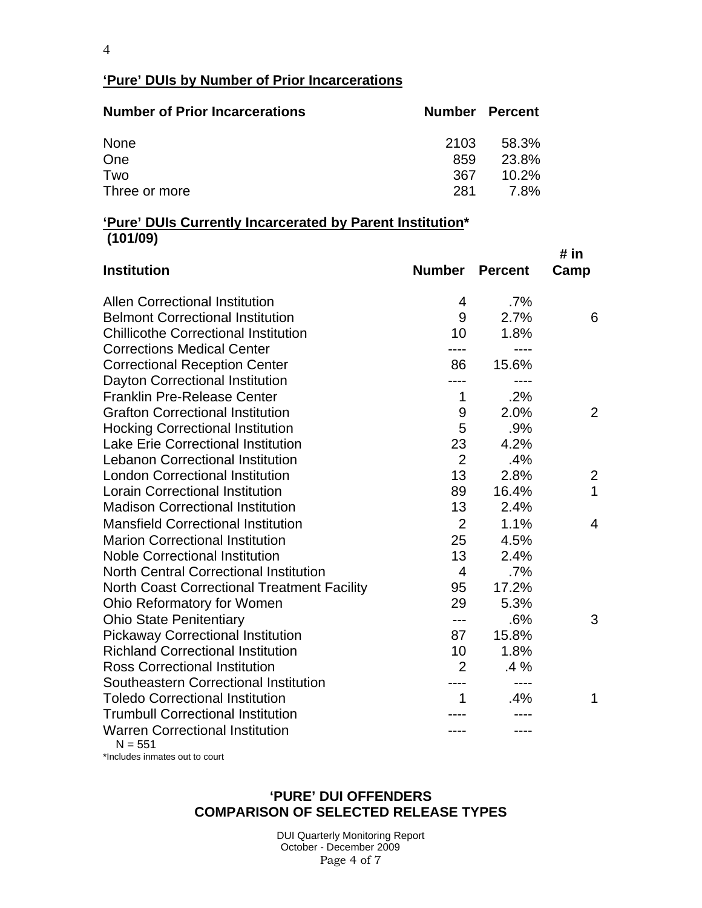## 'Pure' DUIs by Number of Prior Incarcerations

| Number of Prior Incarcerations | Number | Percent |
|---|---|---|
| None | 2103 | 58.3% |
| One | 859 | 23.8% |
| Two | 367 | 10.2% |
| Three or more | 281 | 7.8% |

## 'Pure' DUIs Currently Incarcerated by Parent Institution* (101/09)

| Institution | Number | Percent | # in Camp |
|---|---|---|---|
| Allen Correctional Institution | 4 | .7% | |
| Belmont Correctional Institution | 9 | 2.7% | 6 |
| Chillicothe Correctional Institution | 10 | 1.8% | |
| Corrections Medical Center | ---- | ---- | |
| Correctional Reception Center | 86 | 15.6% | |
| Dayton Correctional Institution | ---- | ---- | |
| Franklin Pre-Release Center | 1 | .2% | |
| Grafton Correctional Institution | 9 | 2.0% | 2 |
| Hocking Correctional Institution | 5 | .9% | |
| Lake Erie Correctional Institution | 23 | 4.2% | |
| Lebanon Correctional Institution | 2 | .4% | |
| London Correctional Institution | 13 | 2.8% | 2 |
| Lorain Correctional Institution | 89 | 16.4% | 1 |
| Madison Correctional Institution | 13 | 2.4% | |
| Mansfield Correctional Institution | 2 | 1.1% | 4 |
| Marion Correctional Institution | 25 | 4.5% | |
| Noble Correctional Institution | 13 | 2.4% | |
| North Central Correctional Institution | 4 | .7% | |
| North Coast Correctional Treatment Facility | 95 | 17.2% | |
| Ohio Reformatory for Women | 29 | 5.3% | |
| Ohio State Penitentiary | --- | .6% | 3 |
| Pickaway Correctional Institution | 87 | 15.8% | |
| Richland Correctional Institution | 10 | 1.8% | |
| Ross Correctional Institution | 2 | .4 % | |
| Southeastern Correctional Institution | ---- | ---- | |
| Toledo Correctional Institution | 1 | .4% | 1 |
| Trumbull Correctional Institution | ---- | ---- | |
| Warren Correctional Institution | ---- | ---- | |

N = 551

*Includes inmates out to court

## 'PURE' DUI OFFENDERS
## COMPARISON OF SELECTED RELEASE TYPES

DUI Quarterly Monitoring Report
October - December 2009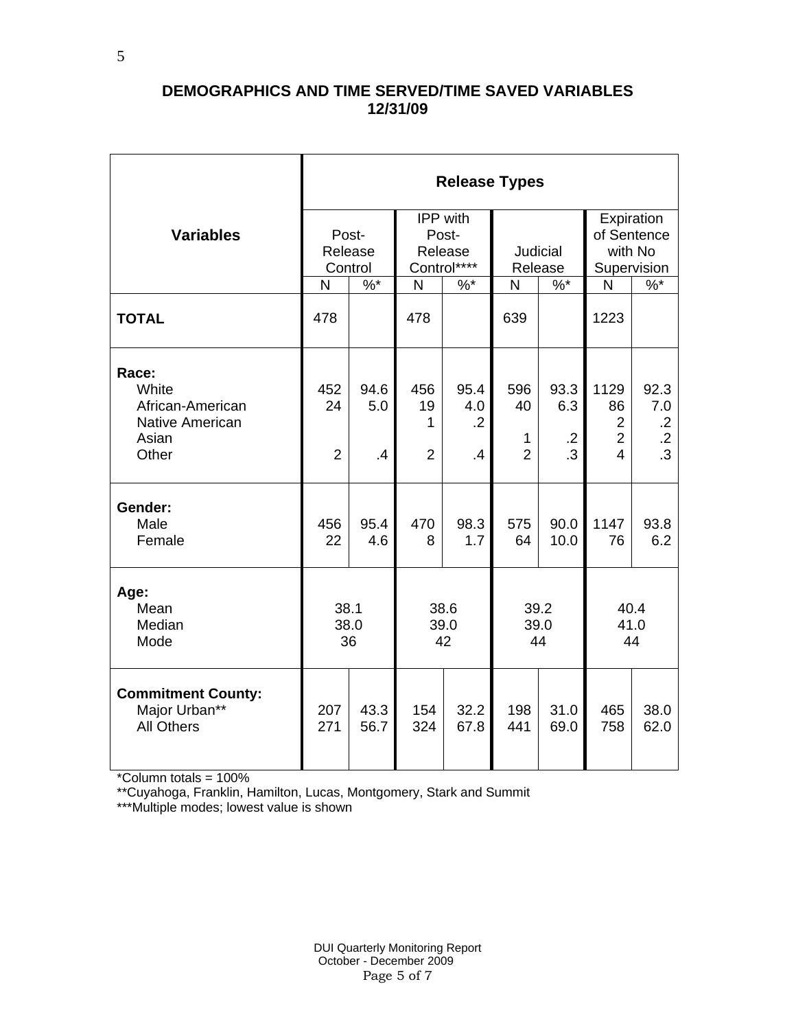## DEMOGRAPHICS AND TIME SERVED/TIME SAVED VARIABLES
## 12/31/09

| Variables | Release Types | | | | | | | |
|---|---|---|---|---|---|---|---|---|
| | Post-Release Control | | IPP with Post-Release Control**** | | Judicial Release | | Expiration of Sentence with No Supervision | |
| | N | %* | N | %* | N | %* | N | %* |
| **TOTAL** | 478 | | 478 | | 639 | | 1223 | |
| **Race:** | | | | | | | | |
| White | 452 | 94.6 | 456 | 95.4 | 596 | 93.3 | 1129 | 92.3 |
| African-American | 24 | 5.0 | 19 | 4.0 | 40 | 6.3 | 86 | 7.0 |
| Native American | | | 1 | .2 | | | 2 | .2 |
| Asian | | | | | 1 | .2 | 2 | .2 |
| Other | 2 | .4 | 2 | .4 | 2 | .3 | 4 | .3 |
| **Gender:** | | | | | | | | |
| Male | 456 | 95.4 | 470 | 98.3 | 575 | 90.0 | 1147 | 93.8 |
| Female | 22 | 4.6 | 8 | 1.7 | 64 | 10.0 | 76 | 6.2 |
| **Age:** | | | | | | | | |
| Mean | 38.1 | | 38.6 | | 39.2 | | 40.4 | |
| Median | 38.0 | | 39.0 | | 39.0 | | 41.0 | |
| Mode | 36 | | 42 | | 44 | | 44 | |
| **Commitment County:** | | | | | | | | |
| Major Urban** | 207 | 43.3 | 154 | 32.2 | 198 | 31.0 | 465 | 38.0 |
| All Others | 271 | 56.7 | 324 | 67.8 | 441 | 69.0 | 758 | 62.0 |

*Column totals = 100%

**Cuyahoga, Franklin, Hamilton, Lucas, Montgomery, Stark and Summit

***Multiple modes; lowest value is shown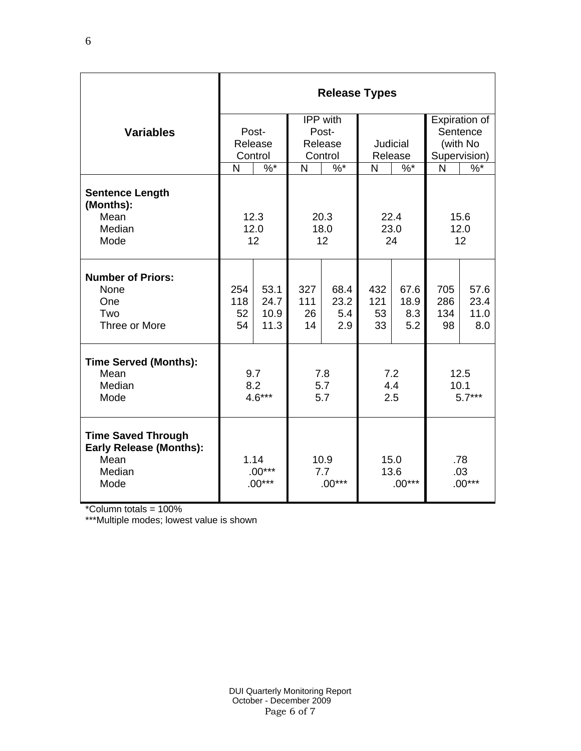| Variables | Release Types | | | | | | | |
|---|---|---|---|---|---|---|---|---|
| | Post-Release Control | | IPP with Post-Release Control | | Judicial Release | | Expiration of Sentence (with No Supervision) | |
| | N | %* | N | %* | N | %* | N | %* |
| **Sentence Length (Months):** | | | | | | | | |
| Mean | 12.3 | | 20.3 | | 22.4 | | 15.6 | |
| Median | 12.0 | | 18.0 | | 23.0 | | 12.0 | |
| Mode | 12 | | 12 | | 24 | | 12 | |
| **Number of Priors:** | | | | | | | | |
| None | 254 | 53.1 | 327 | 68.4 | 432 | 67.6 | 705 | 57.6 |
| One | 118 | 24.7 | 111 | 23.2 | 121 | 18.9 | 286 | 23.4 |
| Two | 52 | 10.9 | 26 | 5.4 | 53 | 8.3 | 134 | 11.0 |
| Three or More | 54 | 11.3 | 14 | 2.9 | 33 | 5.2 | 98 | 8.0 |
| **Time Served (Months):** | | | | | | | | |
| Mean | 9.7 | | 7.8 | | 7.2 | | 12.5 | |
| Median | 8.2 | | 5.7 | | 4.4 | | 10.1 | |
| Mode | 4.6*** | | 5.7 | | 2.5 | | 5.7*** | |
| **Time Saved Through Early Release (Months):** | | | | | | | | |
| Mean | 1.14 | | 10.9 | | 15.0 | | .78 | |
| Median | .00*** | | 7.7 | | 13.6 | | .03 | |
| Mode | .00*** | | .00*** | | .00*** | | .00*** | |

*Column totals = 100%

***Multiple modes; lowest value is shown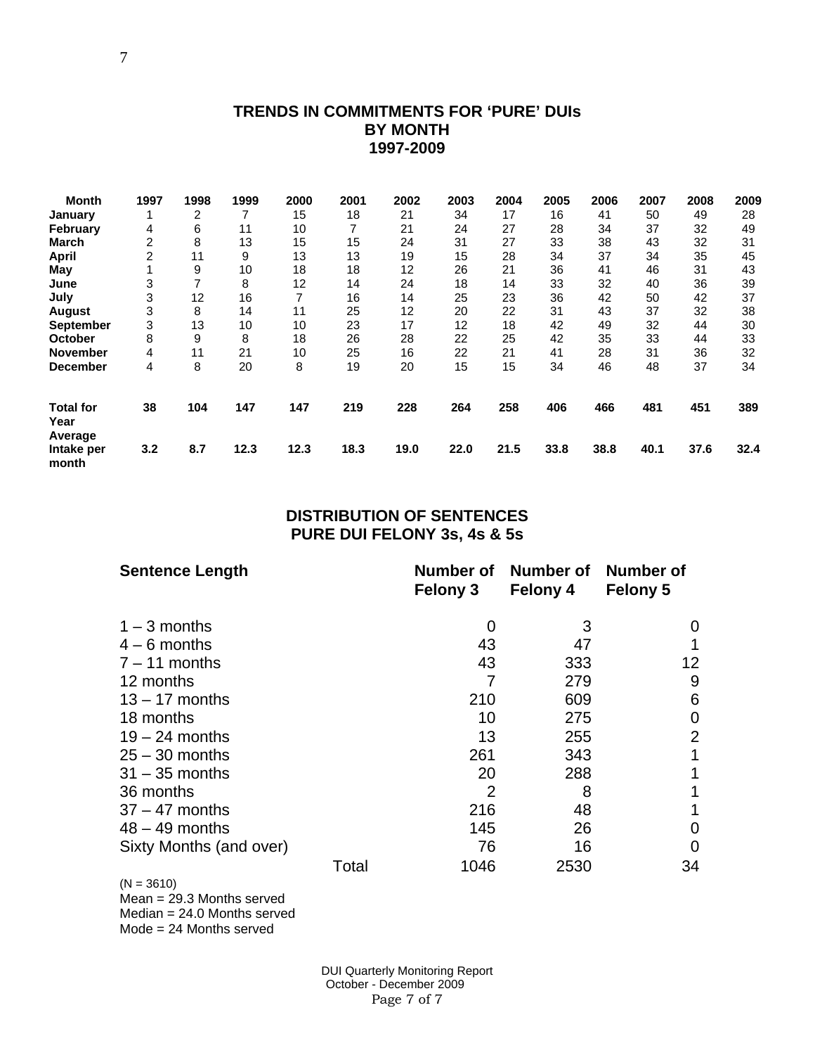## TRENDS IN COMMITMENTS FOR 'PURE' DUIs BY MONTH 1997-2009

| Month | 1997 | 1998 | 1999 | 2000 | 2001 | 2002 | 2003 | 2004 | 2005 | 2006 | 2007 | 2008 | 2009 |
|---|---|---|---|---|---|---|---|---|---|---|---|---|---|
| **January** | 1 | 2 | 7 | 15 | 18 | 21 | 34 | 17 | 16 | 41 | 50 | 49 | 28 |
| **February** | 4 | 6 | 11 | 10 | 7 | 21 | 24 | 27 | 28 | 34 | 37 | 32 | 49 |
| **March** | 2 | 8 | 13 | 15 | 15 | 24 | 31 | 27 | 33 | 38 | 43 | 32 | 31 |
| **April** | 2 | 11 | 9 | 13 | 13 | 19 | 15 | 28 | 34 | 37 | 34 | 35 | 45 |
| **May** | 1 | 9 | 10 | 18 | 18 | 12 | 26 | 21 | 36 | 41 | 46 | 31 | 43 |
| **June** | 3 | 7 | 8 | 12 | 14 | 24 | 18 | 14 | 33 | 32 | 40 | 36 | 39 |
| **July** | 3 | 12 | 16 | 7 | 16 | 14 | 25 | 23 | 36 | 42 | 50 | 42 | 37 |
| **August** | 3 | 8 | 14 | 11 | 25 | 12 | 20 | 22 | 31 | 43 | 37 | 32 | 38 |
| **September** | 3 | 13 | 10 | 10 | 23 | 17 | 12 | 18 | 42 | 49 | 32 | 44 | 30 |
| **October** | 8 | 9 | 8 | 18 | 26 | 28 | 22 | 25 | 42 | 35 | 33 | 44 | 33 |
| **November** | 4 | 11 | 21 | 10 | 25 | 16 | 22 | 21 | 41 | 28 | 31 | 36 | 32 |
| **December** | 4 | 8 | 20 | 8 | 19 | 20 | 15 | 15 | 34 | 46 | 48 | 37 | 34 |
| **Total for Year** | **38** | **104** | **147** | **147** | **219** | **228** | **264** | **258** | **406** | **466** | **481** | **451** | **389** |
| **Average Intake per month** | **3.2** | **8.7** | **12.3** | **12.3** | **18.3** | **19.0** | **22.0** | **21.5** | **33.8** | **38.8** | **40.1** | **37.6** | **32.4** |

## DISTRIBUTION OF SENTENCES PURE DUI FELONY 3s, 4s & 5s

| Sentence Length | | Number of Felony 3 | Number of Felony 4 | Number of Felony 5 |
|---|---|---|---|---|
| 1 – 3 months | | 0 | 3 | 0 |
| 4 – 6 months | | 43 | 47 | 1 |
| 7 – 11 months | | 43 | 333 | 12 |
| 12 months | | 7 | 279 | 9 |
| 13 – 17 months | | 210 | 609 | 6 |
| 18 months | | 10 | 275 | 0 |
| 19 – 24 months | | 13 | 255 | 2 |
| 25 – 30 months | | 261 | 343 | 1 |
| 31 – 35 months | | 20 | 288 | 1 |
| 36 months | | 2 | 8 | 1 |
| 37 – 47 months | | 216 | 48 | 1 |
| 48 – 49 months | | 145 | 26 | 0 |
| Sixty Months (and over) | | 76 | 16 | 0 |
| | Total | 1046 | 2530 | 34 |

(N = 3610)
Mean = 29.3 Months served
Median = 24.0 Months served
Mode = 24 Months served

DUI Quarterly Monitoring Report
October - December 2009